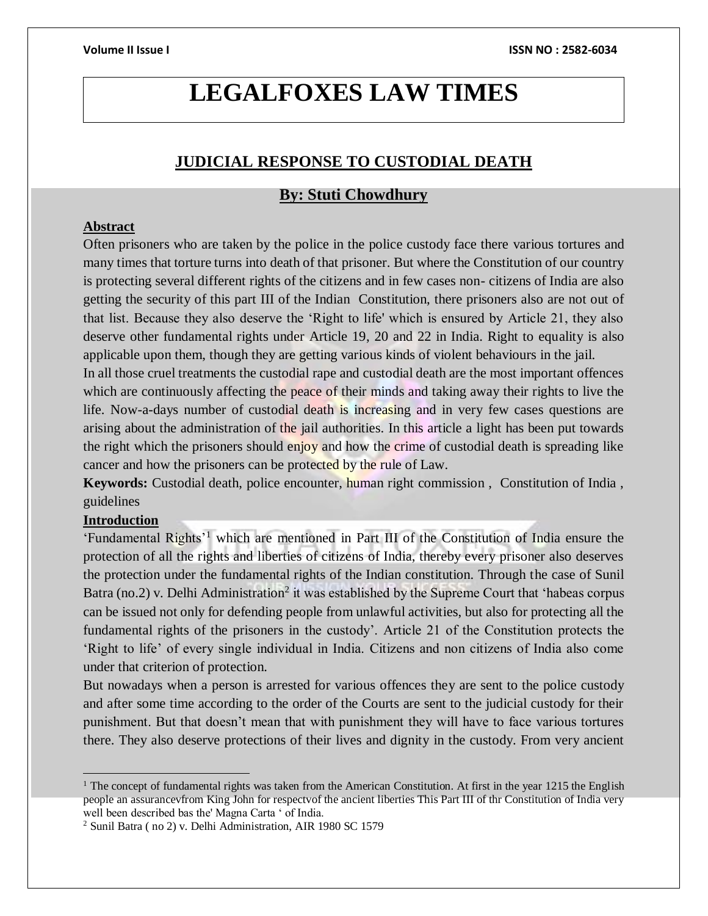# LEGALFOXES LAW TIMES

## JUDICIAL RESPONSE TO CUSTODIAL DEATH

### By: Stuti Chowdhury

**Abstract**

Often prisoners who are taken by the police in the police custody face there various tortures and many times that torture turns into death of that prisoner. But where the Constitution of our country is protecting several different rights of the citizens and in few cases non- citizens of India are also getting the security of this part III of the Indian Constitution, there prisoners also are not out of that list. Because they also deserve the 'Right to life' which is ensured by Article 21, they also deserve other fundamental rights under Article 19, 20 and 22 in India. Right to equality is also applicable upon them, though they are getting various kinds of violent behaviours in the jail.

In all those cruel treatments the custodial rape and custodial death are the most important offences which are continuously affecting the peace of their minds and taking away their rights to live the life. Now-a-days number of custodial death is increasing and in very few cases questions are arising about the administration of the jail authorities. In this article a light has been put towards the right which the prisoners should enjoy and how the crime of custodial death is spreading like cancer and how the prisoners can be protected by the rule of Law.

**Keywords:** Custodial death, police encounter, human right commission , Constitution of India , guidelines

**Introduction**

'Fundamental Rights'[1] which are mentioned in Part III of the Constitution of India ensure the protection of all the rights and liberties of citizens of India, thereby every prisoner also deserves the protection under the fundamental rights of the Indian constitution. Through the case of Sunil Batra (no.2) v. Delhi Administration[2] it was established by the Supreme Court that 'habeas corpus can be issued not only for defending people from unlawful activities, but also for protecting all the fundamental rights of the prisoners in the custody'. Article 21 of the Constitution protects the 'Right to life' of every single individual in India. Citizens and non citizens of India also come under that criterion of protection.

But nowadays when a person is arrested for various offences they are sent to the police custody and after some time according to the order of the Courts are sent to the judicial custody for their punishment. But that doesn't mean that with punishment they will have to face various tortures there. They also deserve protections of their lives and dignity in the custody. From very ancient

---

[1] The concept of fundamental rights was taken from the American Constitution. At first in the year 1215 the English people an assurancevfrom King John for respectvof the ancient liberties This Part III of thr Constitution of India very well been described bas the' Magna Carta ' of India.

[2] Sunil Batra ( no 2) v. Delhi Administration, AIR 1980 SC 1579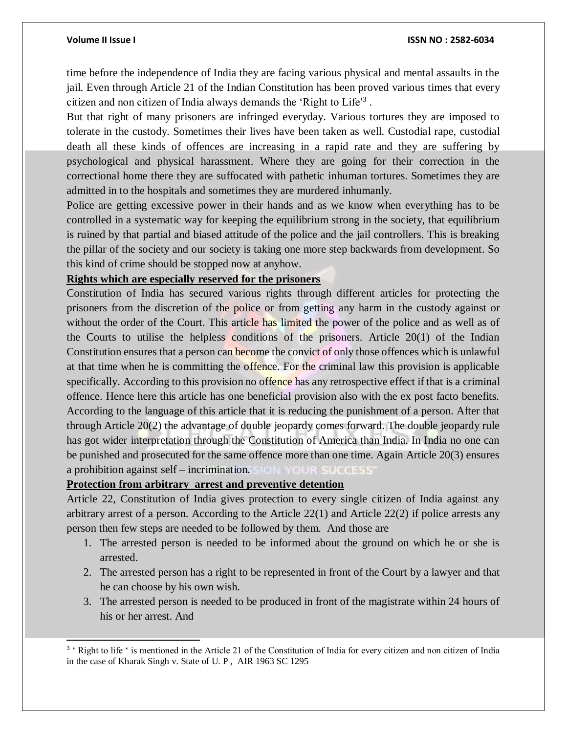time before the independence of India they are facing various physical and mental assaults in the jail. Even through Article 21 of the Indian Constitution has been proved various times that every citizen and non citizen of India always demands the 'Right to Life'[3] .

But that right of many prisoners are infringed everyday. Various tortures they are imposed to tolerate in the custody. Sometimes their lives have been taken as well. Custodial rape, custodial death all these kinds of offences are increasing in a rapid rate and they are suffering by psychological and physical harassment. Where they are going for their correction in the correctional home there they are suffocated with pathetic inhuman tortures. Sometimes they are admitted in to the hospitals and sometimes they are murdered inhumanly.

Police are getting excessive power in their hands and as we know when everything has to be controlled in a systematic way for keeping the equilibrium strong in the society, that equilibrium is ruined by that partial and biased attitude of the police and the jail controllers. This is breaking the pillar of the society and our society is taking one more step backwards from development. So this kind of crime should be stopped now at anyhow.

**Rights which are especially reserved for the prisoners**

Constitution of India has secured various rights through different articles for protecting the prisoners from the discretion of the police or from getting any harm in the custody against or without the order of the Court. This article has limited the power of the police and as well as of the Courts to utilise the helpless conditions of the prisoners. Article 20(1) of the Indian Constitution ensures that a person can become the convict of only those offences which is unlawful at that time when he is committing the offence. For the criminal law this provision is applicable specifically. According to this provision no offence has any retrospective effect if that is a criminal offence. Hence here this article has one beneficial provision also with the ex post facto benefits. According to the language of this article that it is reducing the punishment of a person. After that through Article 20(2) the advantage of double jeopardy comes forward. The double jeopardy rule has got wider interpretation through the Constitution of America than India. In India no one can be punished and prosecuted for the same offence more than one time. Again Article 20(3) ensures a prohibition against self – incrimination.

**Protection from arbitrary arrest and preventive detention**

Article 22, Constitution of India gives protection to every single citizen of India against any arbitrary arrest of a person. According to the Article 22(1) and Article 22(2) if police arrests any person then few steps are needed to be followed by them. And those are –

1. The arrested person is needed to be informed about the ground on which he or she is arrested.
2. The arrested person has a right to be represented in front of the Court by a lawyer and that he can choose by his own wish.
3. The arrested person is needed to be produced in front of the magistrate within 24 hours of his or her arrest. And

[3] ' Right to life ' is mentioned in the Article 21 of the Constitution of India for every citizen and non citizen of India in the case of Kharak Singh v. State of U. P , AIR 1963 SC 1295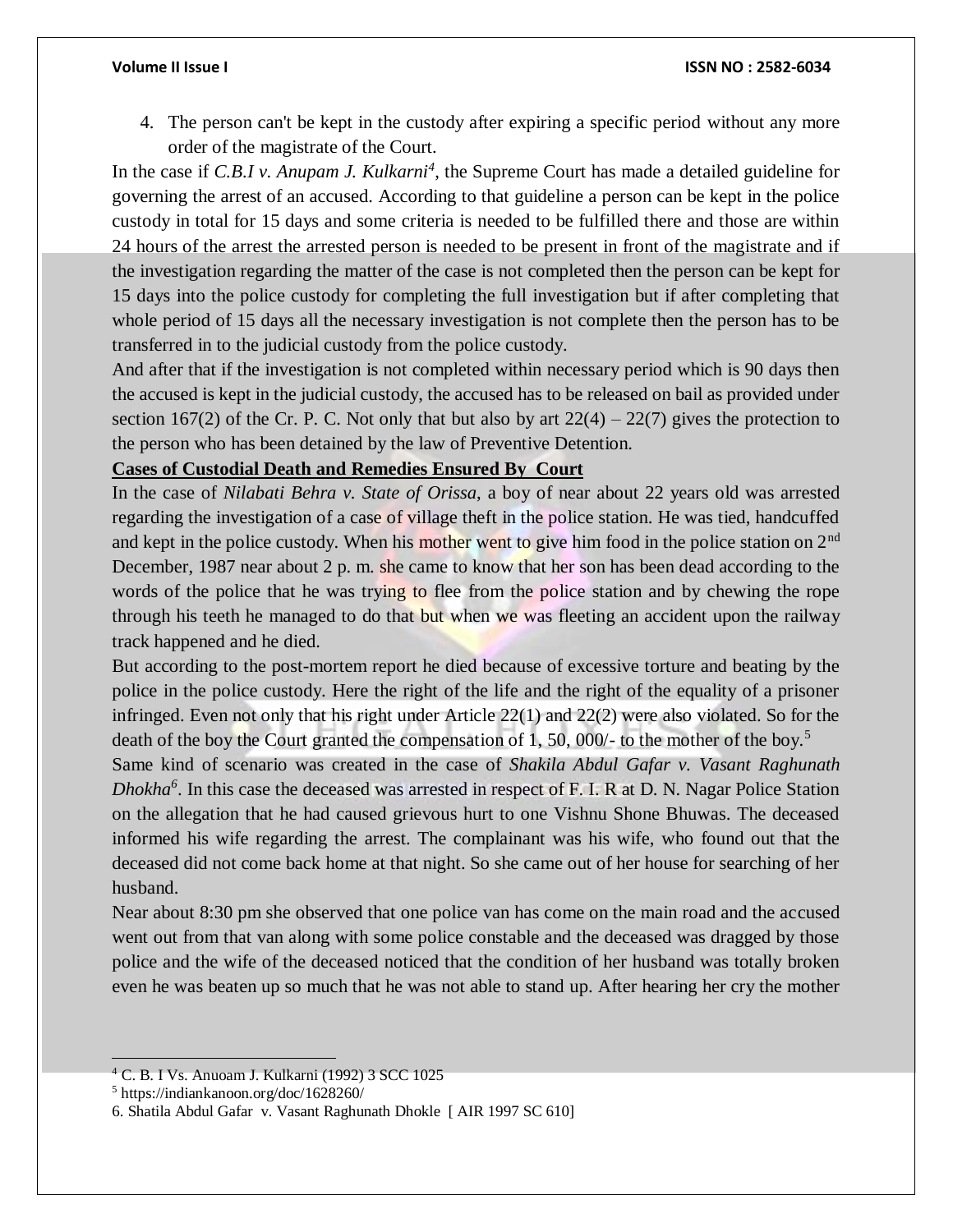4. The person can't be kept in the custody after expiring a specific period without any more order of the magistrate of the Court.

In the case if *C.B.I v. Anupam J. Kulkarni*[4], the Supreme Court has made a detailed guideline for governing the arrest of an accused. According to that guideline a person can be kept in the police custody in total for 15 days and some criteria is needed to be fulfilled there and those are within 24 hours of the arrest the arrested person is needed to be present in front of the magistrate and if the investigation regarding the matter of the case is not completed then the person can be kept for 15 days into the police custody for completing the full investigation but if after completing that whole period of 15 days all the necessary investigation is not complete then the person has to be transferred in to the judicial custody from the police custody.

And after that if the investigation is not completed within necessary period which is 90 days then the accused is kept in the judicial custody, the accused has to be released on bail as provided under section 167(2) of the Cr. P. C. Not only that but also by art 22(4) – 22(7) gives the protection to the person who has been detained by the law of Preventive Detention.

**Cases of Custodial Death and Remedies Ensured By Court**

In the case of *Nilabati Behra v. State of Orissa*, a boy of near about 22 years old was arrested regarding the investigation of a case of village theft in the police station. He was tied, handcuffed and kept in the police custody. When his mother went to give him food in the police station on 2nd December, 1987 near about 2 p. m. she came to know that her son has been dead according to the words of the police that he was trying to flee from the police station and by chewing the rope through his teeth he managed to do that but when we was fleeting an accident upon the railway track happened and he died.

But according to the post-mortem report he died because of excessive torture and beating by the police in the police custody. Here the right of the life and the right of the equality of a prisoner infringed. Even not only that his right under Article 22(1) and 22(2) were also violated. So for the death of the boy the Court granted the compensation of 1, 50, 000/- to the mother of the boy.[5]

Same kind of scenario was created in the case of *Shakila Abdul Gafar v. Vasant Raghunath Dhokha*[6]. In this case the deceased was arrested in respect of F. I. R at D. N. Nagar Police Station on the allegation that he had caused grievous hurt to one Vishnu Shone Bhuwas. The deceased informed his wife regarding the arrest. The complainant was his wife, who found out that the deceased did not come back home at that night. So she came out of her house for searching of her husband.

Near about 8:30 pm she observed that one police van has come on the main road and the accused went out from that van along with some police constable and the deceased was dragged by those police and the wife of the deceased noticed that the condition of her husband was totally broken even he was beaten up so much that he was not able to stand up. After hearing her cry the mother

---

[4] C. B. I Vs. Anuoam J. Kulkarni (1992) 3 SCC 1025

[5] https://indiankanoon.org/doc/1628260/

6. Shatila Abdul Gafar v. Vasant Raghunath Dhokle [ AIR 1997 SC 610]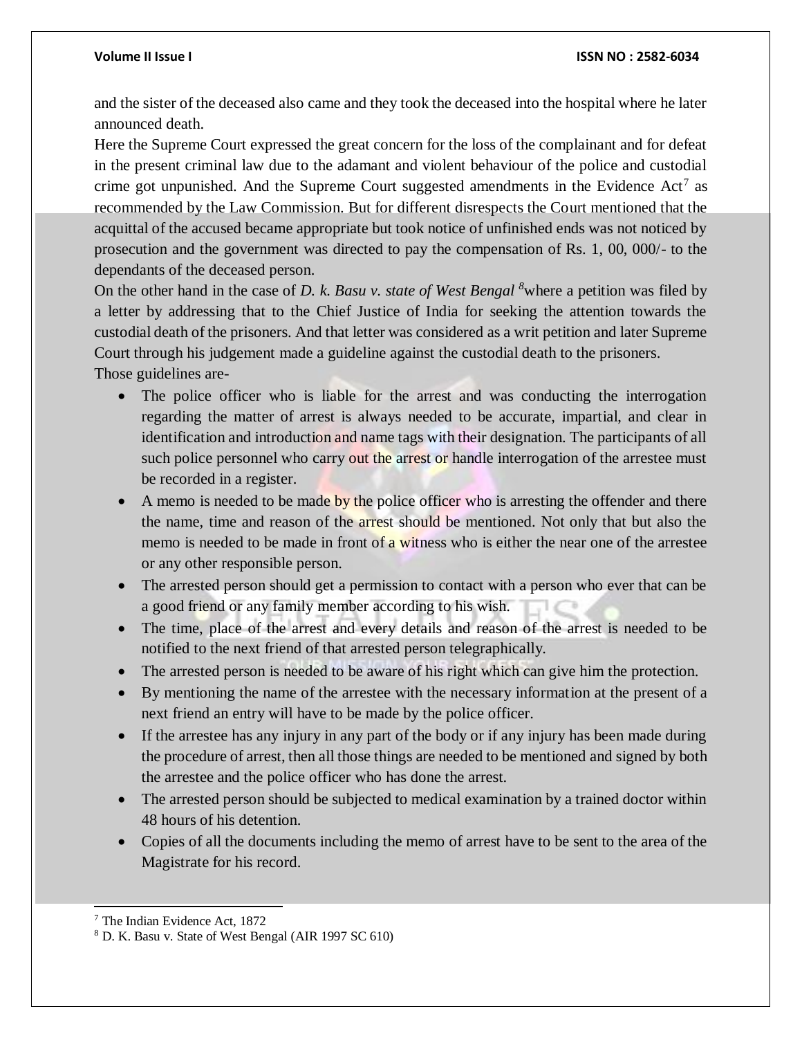and the sister of the deceased also came and they took the deceased into the hospital where he later announced death.

Here the Supreme Court expressed the great concern for the loss of the complainant and for defeat in the present criminal law due to the adamant and violent behaviour of the police and custodial crime got unpunished. And the Supreme Court suggested amendments in the Evidence Act[7] as recommended by the Law Commission. But for different disrespects the Court mentioned that the acquittal of the accused became appropriate but took notice of unfinished ends was not noticed by prosecution and the government was directed to pay the compensation of Rs. 1, 00, 000/- to the dependants of the deceased person.

On the other hand in the case of *D. k. Basu v. state of West Bengal* [8]where a petition was filed by a letter by addressing that to the Chief Justice of India for seeking the attention towards the custodial death of the prisoners. And that letter was considered as a writ petition and later Supreme Court through his judgement made a guideline against the custodial death to the prisoners.

Those guidelines are-

- The police officer who is liable for the arrest and was conducting the interrogation regarding the matter of arrest is always needed to be accurate, impartial, and clear in identification and introduction and name tags with their designation. The participants of all such police personnel who carry out the arrest or handle interrogation of the arrestee must be recorded in a register.
- A memo is needed to be made by the police officer who is arresting the offender and there the name, time and reason of the arrest should be mentioned. Not only that but also the memo is needed to be made in front of a witness who is either the near one of the arrestee or any other responsible person.
- The arrested person should get a permission to contact with a person who ever that can be a good friend or any family member according to his wish.
- The time, place of the arrest and every details and reason of the arrest is needed to be notified to the next friend of that arrested person telegraphically.
- The arrested person is needed to be aware of his right which can give him the protection.
- By mentioning the name of the arrestee with the necessary information at the present of a next friend an entry will have to be made by the police officer.
- If the arrestee has any injury in any part of the body or if any injury has been made during the procedure of arrest, then all those things are needed to be mentioned and signed by both the arrestee and the police officer who has done the arrest.
- The arrested person should be subjected to medical examination by a trained doctor within 48 hours of his detention.
- Copies of all the documents including the memo of arrest have to be sent to the area of the Magistrate for his record.

---

[7] The Indian Evidence Act, 1872

[8] D. K. Basu v. State of West Bengal (AIR 1997 SC 610)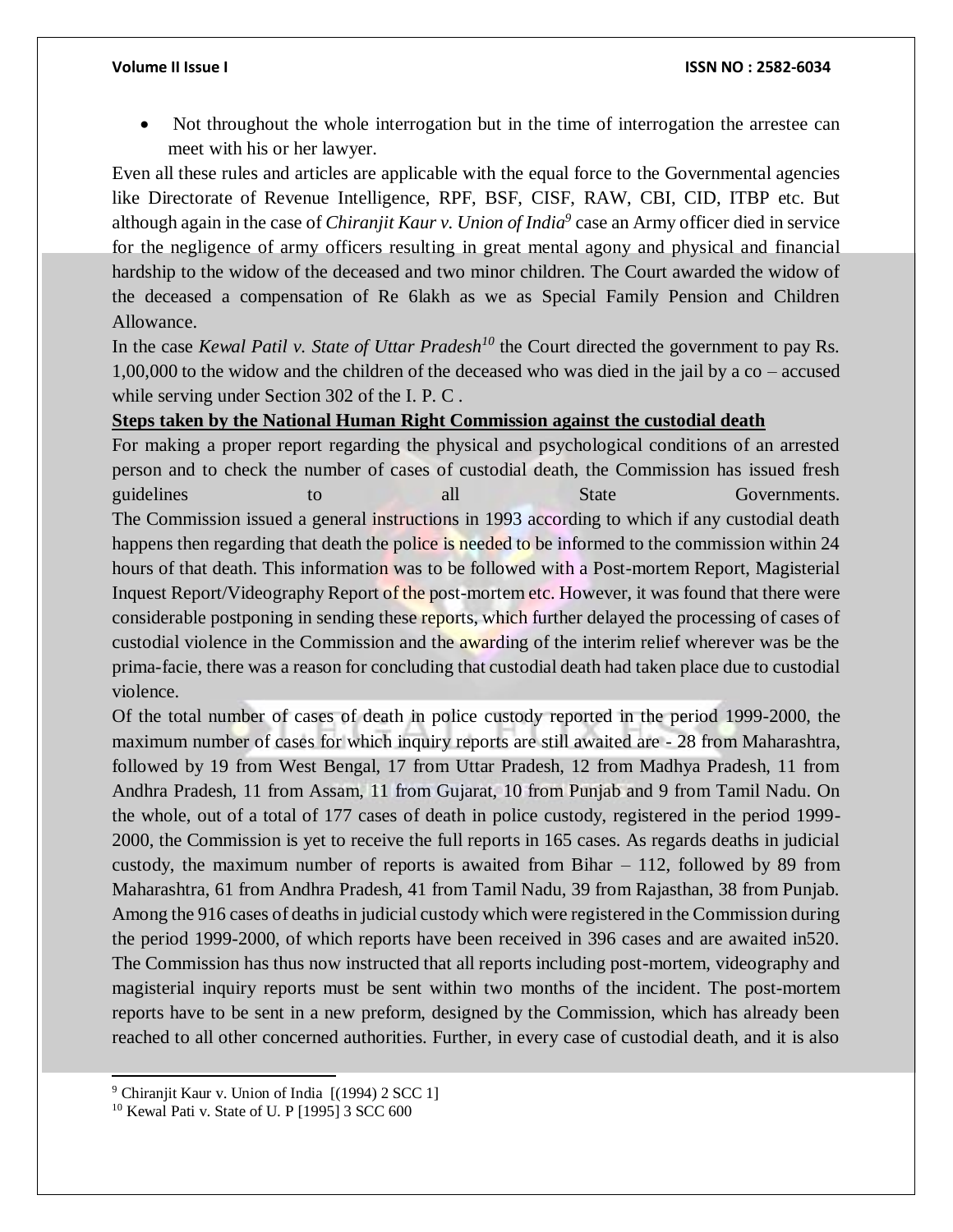- Not throughout the whole interrogation but in the time of interrogation the arrestee can meet with his or her lawyer.

Even all these rules and articles are applicable with the equal force to the Governmental agencies like Directorate of Revenue Intelligence, RPF, BSF, CISF, RAW, CBI, CID, ITBP etc. But although again in the case of *Chiranjit Kaur v. Union of India*[9] case an Army officer died in service for the negligence of army officers resulting in great mental agony and physical and financial hardship to the widow of the deceased and two minor children. The Court awarded the widow of the deceased a compensation of Re 6lakh as we as Special Family Pension and Children Allowance.

In the case *Kewal Patil v. State of Uttar Pradesh*[10] the Court directed the government to pay Rs. 1,00,000 to the widow and the children of the deceased who was died in the jail by a co – accused while serving under Section 302 of the I. P. C .

**Steps taken by the National Human Right Commission against the custodial death**

For making a proper report regarding the physical and psychological conditions of an arrested person and to check the number of cases of custodial death, the Commission has issued fresh guidelines to all State Governments.

The Commission issued a general instructions in 1993 according to which if any custodial death happens then regarding that death the police is needed to be informed to the commission within 24 hours of that death. This information was to be followed with a Post-mortem Report, Magisterial Inquest Report/Videography Report of the post-mortem etc. However, it was found that there were considerable postponing in sending these reports, which further delayed the processing of cases of custodial violence in the Commission and the awarding of the interim relief wherever was be the prima-facie, there was a reason for concluding that custodial death had taken place due to custodial violence.

Of the total number of cases of death in police custody reported in the period 1999-2000, the maximum number of cases for which inquiry reports are still awaited are - 28 from Maharashtra, followed by 19 from West Bengal, 17 from Uttar Pradesh, 12 from Madhya Pradesh, 11 from Andhra Pradesh, 11 from Assam, 11 from Gujarat, 10 from Punjab and 9 from Tamil Nadu. On the whole, out of a total of 177 cases of death in police custody, registered in the period 1999-2000, the Commission is yet to receive the full reports in 165 cases. As regards deaths in judicial custody, the maximum number of reports is awaited from Bihar – 112, followed by 89 from Maharashtra, 61 from Andhra Pradesh, 41 from Tamil Nadu, 39 from Rajasthan, 38 from Punjab. Among the 916 cases of deaths in judicial custody which were registered in the Commission during the period 1999-2000, of which reports have been received in 396 cases and are awaited in520. The Commission has thus now instructed that all reports including post-mortem, videography and magisterial inquiry reports must be sent within two months of the incident. The post-mortem reports have to be sent in a new preform, designed by the Commission, which has already been reached to all other concerned authorities. Further, in every case of custodial death, and it is also

---

[9] Chiranjit Kaur v. Union of India [(1994) 2 SCC 1]

[10] Kewal Pati v. State of U. P [1995] 3 SCC 600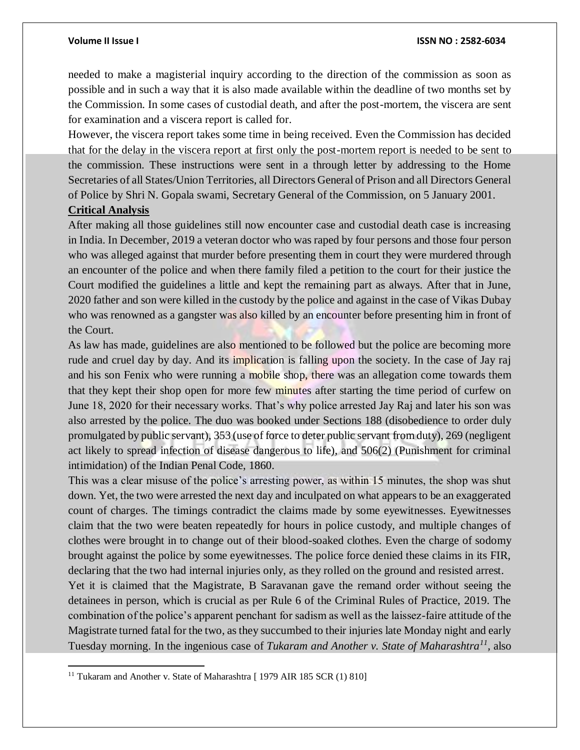needed to make a magisterial inquiry according to the direction of the commission as soon as possible and in such a way that it is also made available within the deadline of two months set by the Commission. In some cases of custodial death, and after the post-mortem, the viscera are sent for examination and a viscera report is called for.

However, the viscera report takes some time in being received. Even the Commission has decided that for the delay in the viscera report at first only the post-mortem report is needed to be sent to the commission. These instructions were sent in a through letter by addressing to the Home Secretaries of all States/Union Territories, all Directors General of Prison and all Directors General of Police by Shri N. Gopala swami, Secretary General of the Commission, on 5 January 2001.

**Critical Analysis**

After making all those guidelines still now encounter case and custodial death case is increasing in India. In December, 2019 a veteran doctor who was raped by four persons and those four person who was alleged against that murder before presenting them in court they were murdered through an encounter of the police and when there family filed a petition to the court for their justice the Court modified the guidelines a little and kept the remaining part as always. After that in June, 2020 father and son were killed in the custody by the police and against in the case of Vikas Dubay who was renowned as a gangster was also killed by an encounter before presenting him in front of the Court.

As law has made, guidelines are also mentioned to be followed but the police are becoming more rude and cruel day by day. And its implication is falling upon the society. In the case of Jay raj and his son Fenix who were running a mobile shop, there was an allegation come towards them that they kept their shop open for more few minutes after starting the time period of curfew on June 18, 2020 for their necessary works. That's why police arrested Jay Raj and later his son was also arrested by the police. The duo was booked under Sections 188 (disobedience to order duly promulgated by public servant), 353 (use of force to deter public servant from duty), 269 (negligent act likely to spread infection of disease dangerous to life), and 506(2) (Punishment for criminal intimidation) of the Indian Penal Code, 1860.

This was a clear misuse of the police's arresting power, as within 15 minutes, the shop was shut down. Yet, the two were arrested the next day and inculpated on what appears to be an exaggerated count of charges. The timings contradict the claims made by some eyewitnesses. Eyewitnesses claim that the two were beaten repeatedly for hours in police custody, and multiple changes of clothes were brought in to change out of their blood-soaked clothes. Even the charge of sodomy brought against the police by some eyewitnesses. The police force denied these claims in its FIR, declaring that the two had internal injuries only, as they rolled on the ground and resisted arrest.

Yet it is claimed that the Magistrate, B Saravanan gave the remand order without seeing the detainees in person, which is crucial as per Rule 6 of the Criminal Rules of Practice, 2019. The combination of the police's apparent penchant for sadism as well as the laissez-faire attitude of the Magistrate turned fatal for the two, as they succumbed to their injuries late Monday night and early Tuesday morning. In the ingenious case of *Tukaram and Another v. State of Maharashtra*[11], also

---

[11] Tukaram and Another v. State of Maharashtra [ 1979 AIR 185 SCR (1) 810]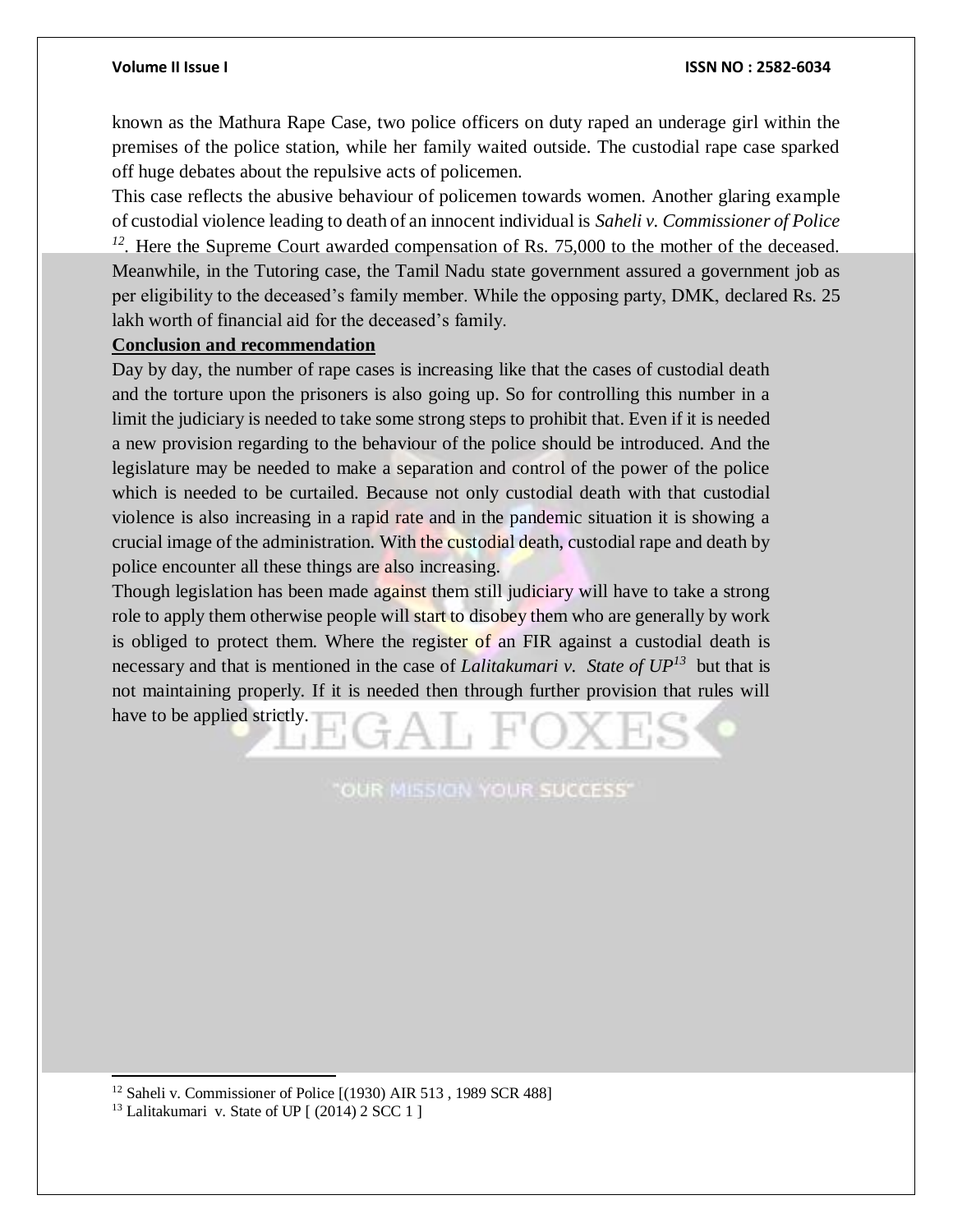known as the Mathura Rape Case, two police officers on duty raped an underage girl within the premises of the police station, while her family waited outside. The custodial rape case sparked off huge debates about the repulsive acts of policemen.

This case reflects the abusive behaviour of policemen towards women. Another glaring example of custodial violence leading to death of an innocent individual is *Saheli v. Commissioner of Police* [12]. Here the Supreme Court awarded compensation of Rs. 75,000 to the mother of the deceased. Meanwhile, in the Tutoring case, the Tamil Nadu state government assured a government job as per eligibility to the deceased's family member. While the opposing party, DMK, declared Rs. 25 lakh worth of financial aid for the deceased's family.

**Conclusion and recommendation**

Day by day, the number of rape cases is increasing like that the cases of custodial death and the torture upon the prisoners is also going up. So for controlling this number in a limit the judiciary is needed to take some strong steps to prohibit that. Even if it is needed a new provision regarding to the behaviour of the police should be introduced. And the legislature may be needed to make a separation and control of the power of the police which is needed to be curtailed. Because not only custodial death with that custodial violence is also increasing in a rapid rate and in the pandemic situation it is showing a crucial image of the administration. With the custodial death, custodial rape and death by police encounter all these things are also increasing.

Though legislation has been made against them still judiciary will have to take a strong role to apply them otherwise people will start to disobey them who are generally by work is obliged to protect them. Where the register of an FIR against a custodial death is necessary and that is mentioned in the case of *Lalitakumari v. State of UP*[13] but that is not maintaining properly. If it is needed then through further provision that rules will have to be applied strictly.

---

[12] Saheli v. Commissioner of Police [(1930) AIR 513 , 1989 SCR 488]

[13] Lalitakumari v. State of UP [ (2014) 2 SCC 1 ]